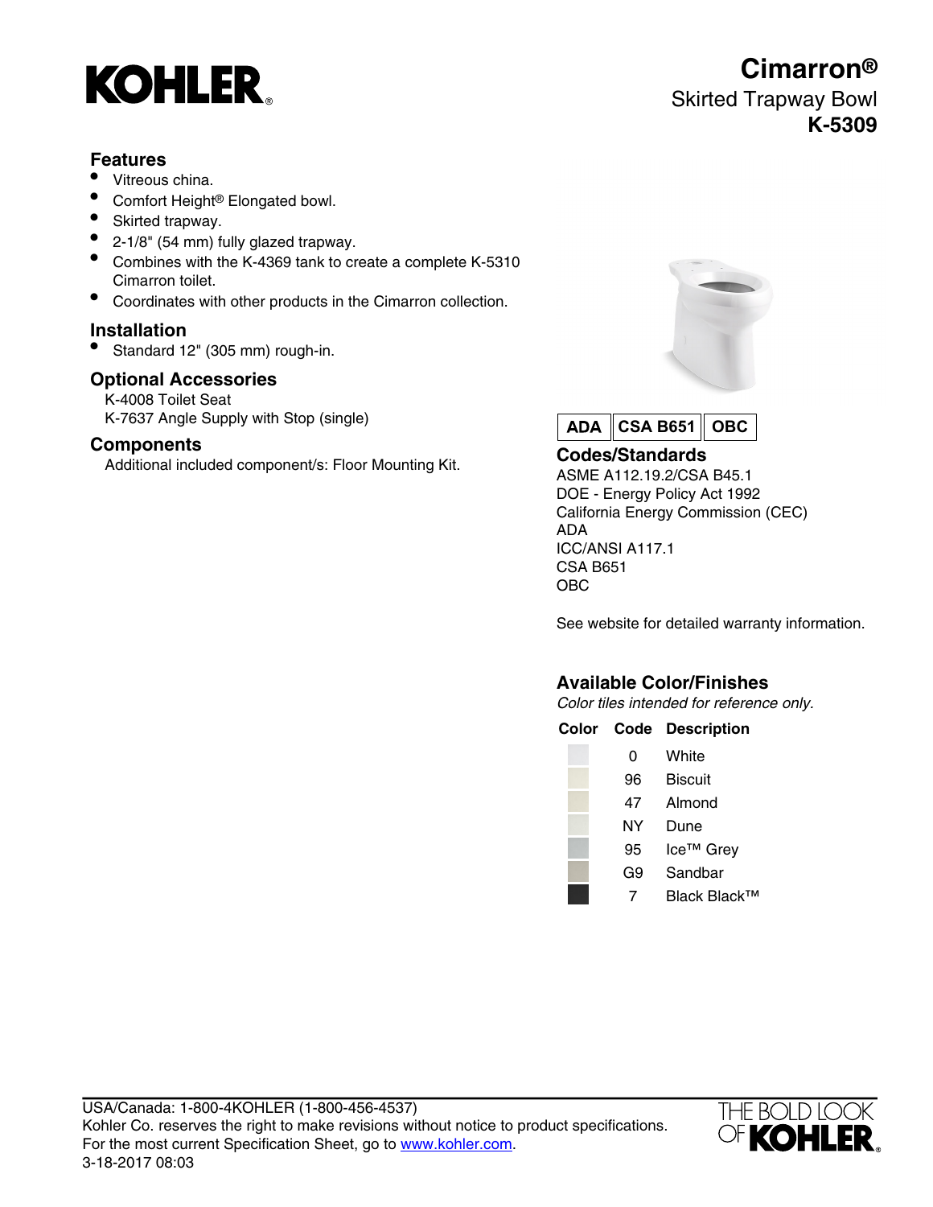# KOHLER.

## Cimarron®

Skirted Trapway Bowl

**K-5309**

### Features

- Vitreous china.
- Comfort Height® Elongated bowl.
- Skirted trapway.
- 2-1/8" (54 mm) fully glazed trapway.
- Combines with the K-4369 tank to create a complete K-5310 Cimarron toilet.
- Coordinates with other products in the Cimarron collection.

### Installation

- Standard 12" (305 mm) rough-in.

### Optional Accessories

K-4008 Toilet Seat
K-7637 Angle Supply with Stop (single)

### Components

Additional included component/s: Floor Mounting Kit.

**ADA** | **CSA B651** | **OBC**

### Codes/Standards

ASME A112.19.2/CSA B45.1
DOE - Energy Policy Act 1992
California Energy Commission (CEC)
ADA
ICC/ANSI A117.1
CSA B651
OBC

See website for detailed warranty information.

### Available Color/Finishes

*Color tiles intended for reference only.*

| Color | Code | Description |
|---|---|---|
| | 0 | White |
| | 96 | Biscuit |
| | 47 | Almond |
| | NY | Dune |
| | 95 | Ice™ Grey |
| | G9 | Sandbar |
| | 7 | Black Black™ |

USA/Canada: 1-800-4KOHLER (1-800-456-4537)
Kohler Co. reserves the right to make revisions without notice to product specifications.
For the most current Specification Sheet, go to www.kohler.com.
3-18-2017 08:03

THE BOLD LOOK OF KOHLER.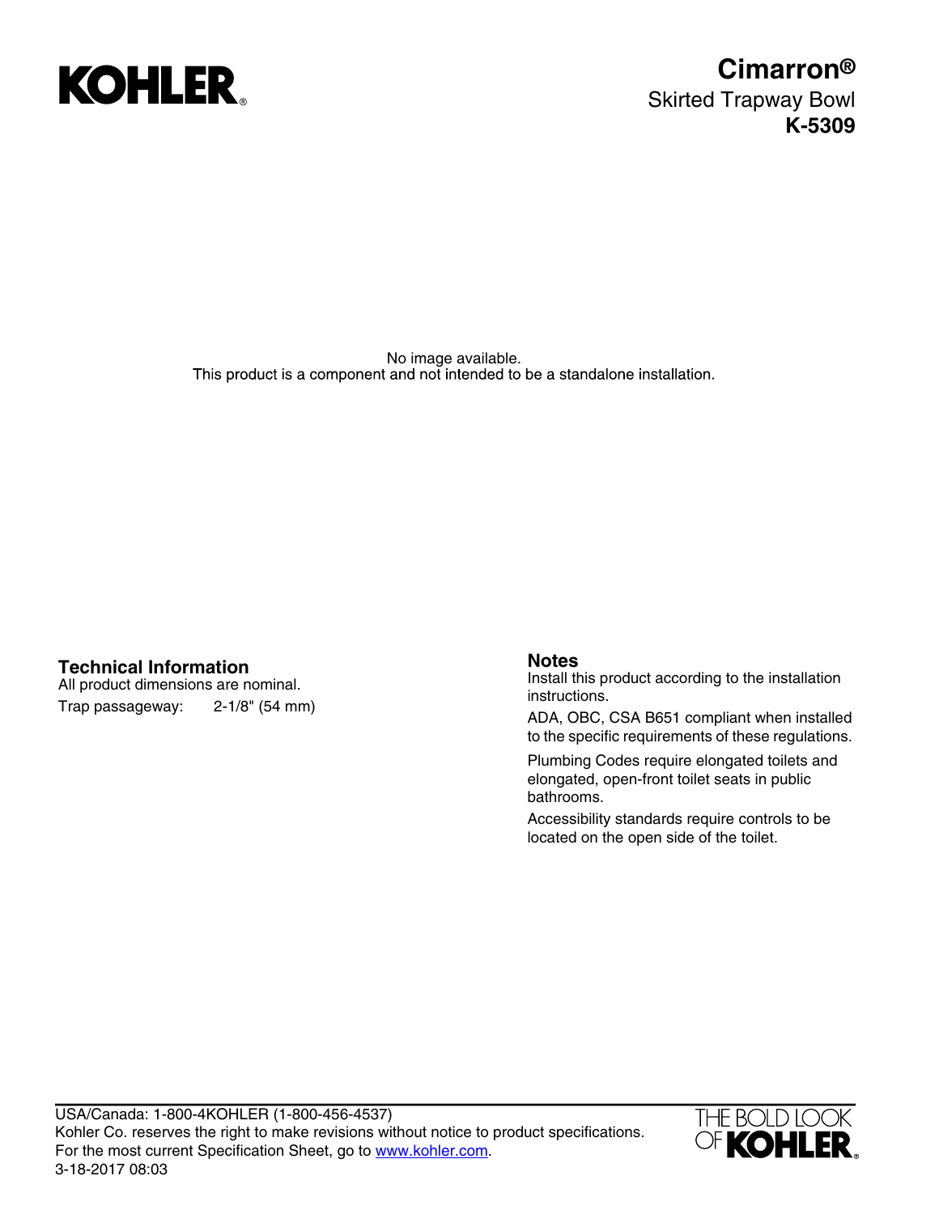# Cimarron®

Skirted Trapway Bowl

**K-5309**

No image available.
This product is a component and not intended to be a standalone installation.

## Technical Information

All product dimensions are nominal.

Trap passageway: 2-1/8" (54 mm)

## Notes

Install this product according to the installation instructions.

ADA, OBC, CSA B651 compliant when installed to the specific requirements of these regulations.

Plumbing Codes require elongated toilets and elongated, open-front toilet seats in public bathrooms.

Accessibility standards require controls to be located on the open side of the toilet.

USA/Canada: 1-800-4KOHLER (1-800-456-4537)
Kohler Co. reserves the right to make revisions without notice to product specifications.
For the most current Specification Sheet, go to www.kohler.com.
3-18-2017 08:03